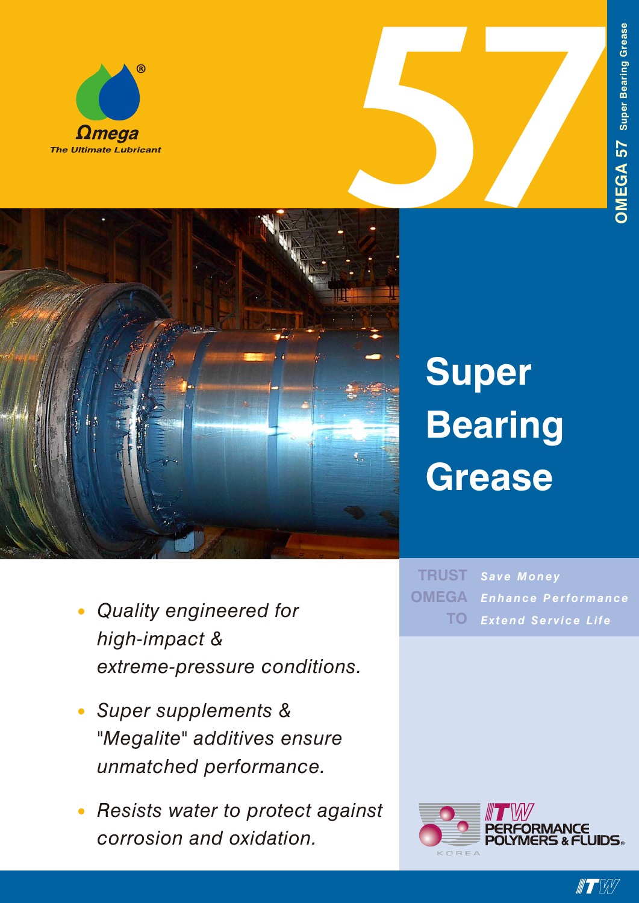Ωmega

*The Ultimate Lubricant*

# 57

OMEGA 57 Super Bearing Grease

# Super Bearing Grease

- *Quality engineered for high-impact & extreme-pressure conditions.*
- *Super supplements & "Megalite" additives ensure unmatched performance.*
- *Resists water to protect against corrosion and oxidation.*

**TRUST OMEGA TO**

- ***Save Money***
- ***Enhance Performance***
- ***Extend Service Life***

ITW PERFORMANCE POLYMERS & FLUIDS® KOREA

ITW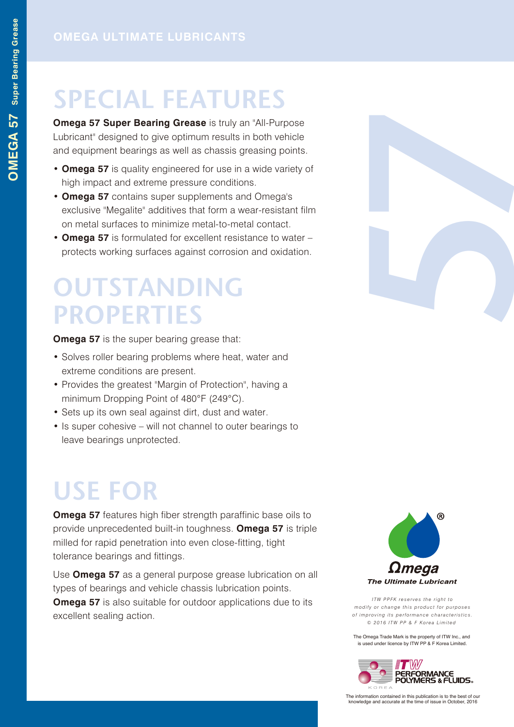# SPECIAL FEATURES

**Omega 57 Super Bearing Grease** is truly an "All-Purpose Lubricant" designed to give optimum results in both vehicle and equipment bearings as well as chassis greasing points.

- **Omega 57** is quality engineered for use in a wide variety of high impact and extreme pressure conditions.
- **Omega 57** contains super supplements and Omega's exclusive "Megalite" additives that form a wear-resistant film on metal surfaces to minimize metal-to-metal contact.
- **Omega 57** is formulated for excellent resistance to water – protects working surfaces against corrosion and oxidation.

# OUTSTANDING PROPERTIES

**Omega 57** is the super bearing grease that:

- Solves roller bearing problems where heat, water and extreme conditions are present.
- Provides the greatest "Margin of Protection", having a minimum Dropping Point of 480°F (249°C).
- Sets up its own seal against dirt, dust and water.
- Is super cohesive – will not channel to outer bearings to leave bearings unprotected.

# USE FOR

**Omega 57** features high fiber strength paraffinic base oils to provide unprecedented built-in toughness. **Omega 57** is triple milled for rapid penetration into even close-fitting, tight tolerance bearings and fittings.

Use **Omega 57** as a general purpose grease lubrication on all types of bearings and vehicle chassis lubrication points. **Omega 57** is also suitable for outdoor applications due to its excellent sealing action.

Ωmega®
*The Ultimate Lubricant*

*ITW PPFK reserves the right to modify or change this product for purposes of improving its performance characteristics. © 2016 ITW PP & F Korea Limited*

The Omega Trade Mark is the property of ITW Inc., and is used under licence by ITW PP & F Korea Limited.

ITW PERFORMANCE POLYMERS & FLUIDS. KOREA

The information contained in this publication is to the best of our knowledge and accurate at the time of issue in October, 2016